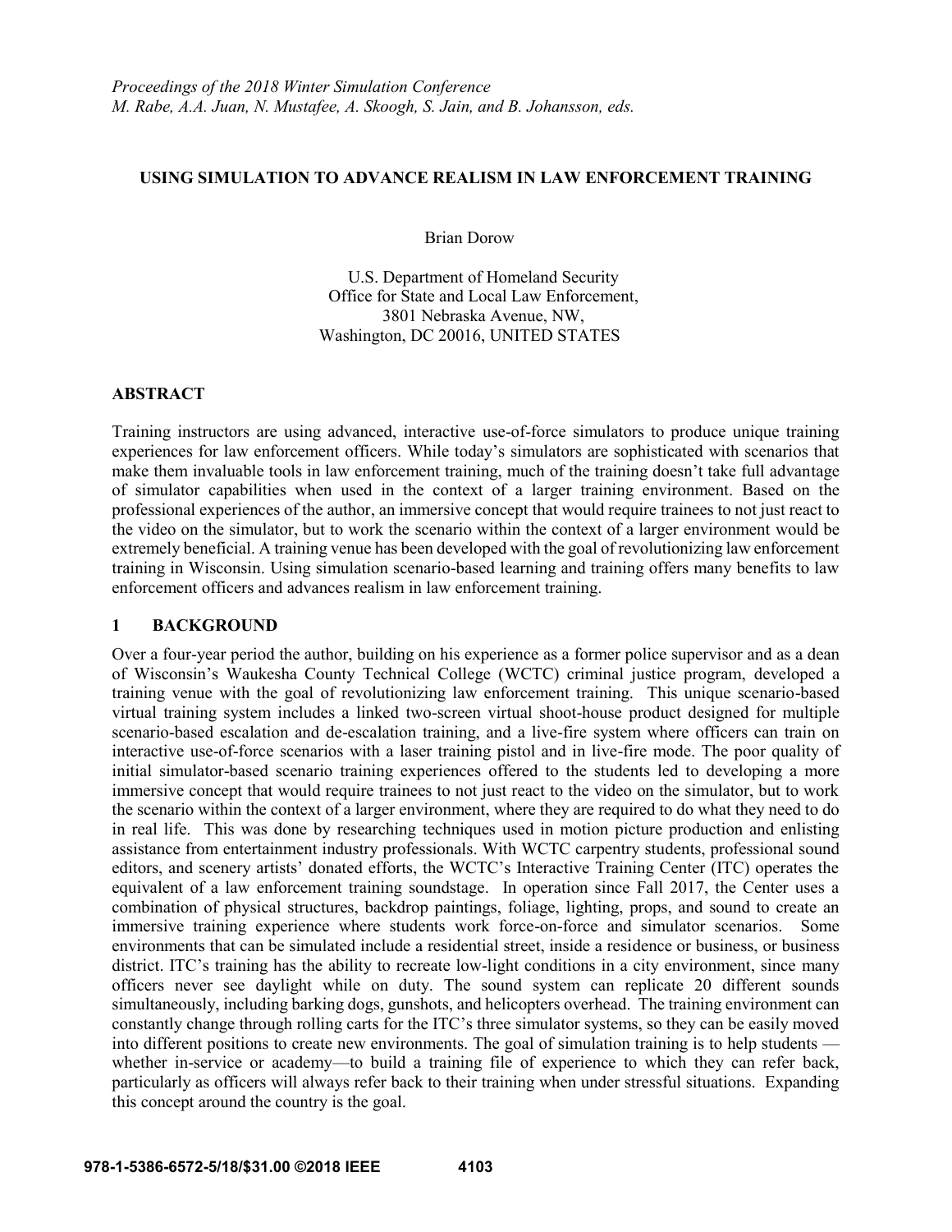*Proceedings of the 2018 Winter Simulation Conference*
*M. Rabe, A.A. Juan, N. Mustafee, A. Skoogh, S. Jain, and B. Johansson, eds.*

# USING SIMULATION TO ADVANCE REALISM IN LAW ENFORCEMENT TRAINING

Brian Dorow

U.S. Department of Homeland Security
Office for State and Local Law Enforcement,
3801 Nebraska Avenue, NW,
Washington, DC 20016, UNITED STATES

## ABSTRACT

Training instructors are using advanced, interactive use-of-force simulators to produce unique training experiences for law enforcement officers. While today's simulators are sophisticated with scenarios that make them invaluable tools in law enforcement training, much of the training doesn't take full advantage of simulator capabilities when used in the context of a larger training environment. Based on the professional experiences of the author, an immersive concept that would require trainees to not just react to the video on the simulator, but to work the scenario within the context of a larger environment would be extremely beneficial. A training venue has been developed with the goal of revolutionizing law enforcement training in Wisconsin. Using simulation scenario-based learning and training offers many benefits to law enforcement officers and advances realism in law enforcement training.

## 1 BACKGROUND

Over a four-year period the author, building on his experience as a former police supervisor and as a dean of Wisconsin's Waukesha County Technical College (WCTC) criminal justice program, developed a training venue with the goal of revolutionizing law enforcement training. This unique scenario-based virtual training system includes a linked two-screen virtual shoot-house product designed for multiple scenario-based escalation and de-escalation training, and a live-fire system where officers can train on interactive use-of-force scenarios with a laser training pistol and in live-fire mode. The poor quality of initial simulator-based scenario training experiences offered to the students led to developing a more immersive concept that would require trainees to not just react to the video on the simulator, but to work the scenario within the context of a larger environment, where they are required to do what they need to do in real life. This was done by researching techniques used in motion picture production and enlisting assistance from entertainment industry professionals. With WCTC carpentry students, professional sound editors, and scenery artists' donated efforts, the WCTC's Interactive Training Center (ITC) operates the equivalent of a law enforcement training soundstage. In operation since Fall 2017, the Center uses a combination of physical structures, backdrop paintings, foliage, lighting, props, and sound to create an immersive training experience where students work force-on-force and simulator scenarios. Some environments that can be simulated include a residential street, inside a residence or business, or business district. ITC's training has the ability to recreate low-light conditions in a city environment, since many officers never see daylight while on duty. The sound system can replicate 20 different sounds simultaneously, including barking dogs, gunshots, and helicopters overhead. The training environment can constantly change through rolling carts for the ITC's three simulator systems, so they can be easily moved into different positions to create new environments. The goal of simulation training is to help students — whether in-service or academy—to build a training file of experience to which they can refer back, particularly as officers will always refer back to their training when under stressful situations. Expanding this concept around the country is the goal.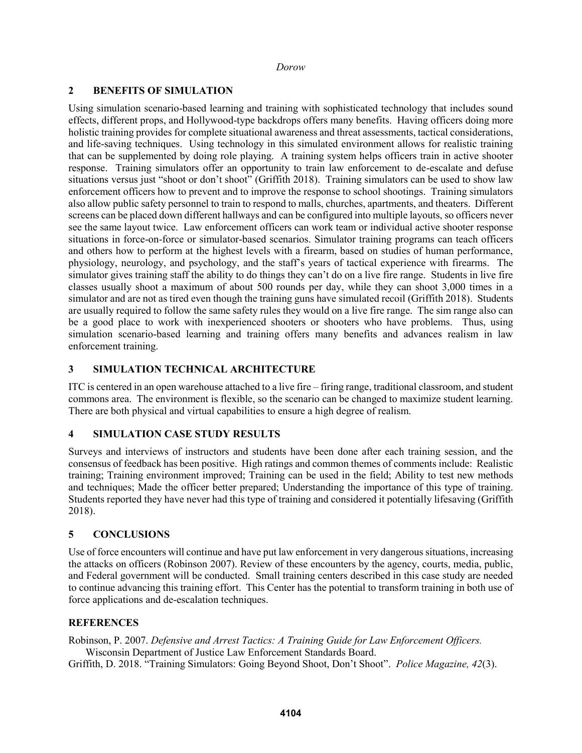## 2 BENEFITS OF SIMULATION

Using simulation scenario-based learning and training with sophisticated technology that includes sound effects, different props, and Hollywood-type backdrops offers many benefits. Having officers doing more holistic training provides for complete situational awareness and threat assessments, tactical considerations, and life-saving techniques. Using technology in this simulated environment allows for realistic training that can be supplemented by doing role playing. A training system helps officers train in active shooter response. Training simulators offer an opportunity to train law enforcement to de-escalate and defuse situations versus just "shoot or don't shoot" (Griffith 2018). Training simulators can be used to show law enforcement officers how to prevent and to improve the response to school shootings. Training simulators also allow public safety personnel to train to respond to malls, churches, apartments, and theaters. Different screens can be placed down different hallways and can be configured into multiple layouts, so officers never see the same layout twice. Law enforcement officers can work team or individual active shooter response situations in force-on-force or simulator-based scenarios. Simulator training programs can teach officers and others how to perform at the highest levels with a firearm, based on studies of human performance, physiology, neurology, and psychology, and the staff's years of tactical experience with firearms. The simulator gives training staff the ability to do things they can't do on a live fire range. Students in live fire classes usually shoot a maximum of about 500 rounds per day, while they can shoot 3,000 times in a simulator and are not as tired even though the training guns have simulated recoil (Griffith 2018). Students are usually required to follow the same safety rules they would on a live fire range. The sim range also can be a good place to work with inexperienced shooters or shooters who have problems. Thus, using simulation scenario-based learning and training offers many benefits and advances realism in law enforcement training.

## 3 SIMULATION TECHNICAL ARCHITECTURE

ITC is centered in an open warehouse attached to a live fire – firing range, traditional classroom, and student commons area. The environment is flexible, so the scenario can be changed to maximize student learning. There are both physical and virtual capabilities to ensure a high degree of realism.

## 4 SIMULATION CASE STUDY RESULTS

Surveys and interviews of instructors and students have been done after each training session, and the consensus of feedback has been positive. High ratings and common themes of comments include: Realistic training; Training environment improved; Training can be used in the field; Ability to test new methods and techniques; Made the officer better prepared; Understanding the importance of this type of training. Students reported they have never had this type of training and considered it potentially lifesaving (Griffith 2018).

## 5 CONCLUSIONS

Use of force encounters will continue and have put law enforcement in very dangerous situations, increasing the attacks on officers (Robinson 2007). Review of these encounters by the agency, courts, media, public, and Federal government will be conducted. Small training centers described in this case study are needed to continue advancing this training effort. This Center has the potential to transform training in both use of force applications and de-escalation techniques.

## REFERENCES

Robinson, P. 2007. *Defensive and Arrest Tactics: A Training Guide for Law Enforcement Officers.* Wisconsin Department of Justice Law Enforcement Standards Board.

Griffith, D. 2018. "Training Simulators: Going Beyond Shoot, Don't Shoot". *Police Magazine, 42*(3).